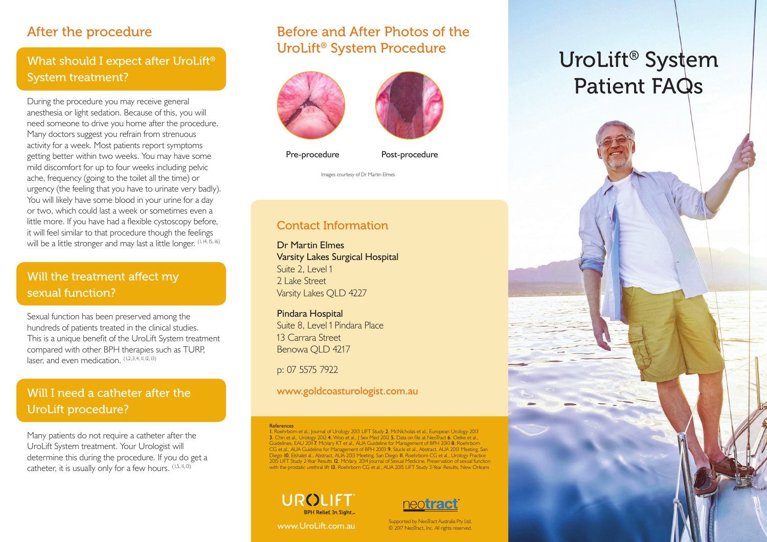## After the procedure

### What should I expect after UroLift® System treatment?

During the procedure you may receive general anesthesia or light sedation. Because of this, you will need someone to drive you home after the procedure. Many doctors suggest you refrain from strenuous activity for a week. Most patients report symptoms getting better within two weeks. You may have some mild discomfort for up to four weeks including pelvic ache, frequency (going to the toilet all the time) or urgency (the feeling that you have to urinate very badly). You will likely have some blood in your urine for a day or two, which could last a week or sometimes even a little more. If you have had a flexible cystoscopy before, it will feel similar to that procedure though the feelings will be a little stronger and may last a little longer. [1,14,15,16]

### Will the treatment affect my sexual function?

Sexual function has been preserved among the hundreds of patients treated in the clinical studies. This is a unique benefit of the UroLift System treatment compared with other BPH therapies such as TURP, laser, and even medication. [1,2,3,4,11,12,13]

### Will I need a catheter after the UroLift procedure?

Many patients do not require a catheter after the UroLift System treatment. Your Urologist will determine this during the procedure. If you do get a catheter, it is usually only for a few hours. [1,5,11,13]

## Before and After Photos of the UroLift® System Procedure

Pre-procedure

Post-procedure

Images courtesy of Dr Martin Elmes

## Contact Information

**Dr Martin Elmes**
**Varsity Lakes Surgical Hospital**
Suite 2, Level 1
2 Lake Street
Varsity Lakes QLD 4227

**Pindara Hospital**
Suite 8, Level 1 Pindara Place
13 Carrara Street
Benowa QLD 4217

p: 07 5575 7922

www.goldcoasturologist.com.au

**References**
1. Roehrborn et al., Journal of Urology 2013 LIFT Study **2.** McNicholas et al., European Urology 2013 **3.** Chin et al., Urology 2012 **4.** Woo et al., J Sex Med 2012 **5.** Data on file at NeoTract **6.** Oelke et al., Guidelines, EAU 2011 **7.** McVary KT et al., AUA Guideline for Management of BPH 2010 **8.** Roehrborn CG et al., AUA Guideline for Management of BPH 2003 **9.** Stucki et al., Abstract, AUA 2013 Meeting, San Diego **10.** Elshalet al., Abstract, AUA 2013 Meeting, San Diego **11.** Roehrborn CG et al., Urology Practice 2015 LIFT Study 2-Year Results **12.** McVary, 2014 Journal of Sexual Medicine, Preservation of sexual function with the prostatic urethral lift **13.** Roehrborn CG et al., AUA 2015 LIFT Study 3-Year Results, New Orleans

UROLIFT® BPH Relief. In Sight.™

www.UroLift.com.au

neotract®

Supported by NeoTract Australia Pty Ltd.
© 2017 NeoTract, Inc. All rights reserved.

# UroLift® System Patient FAQs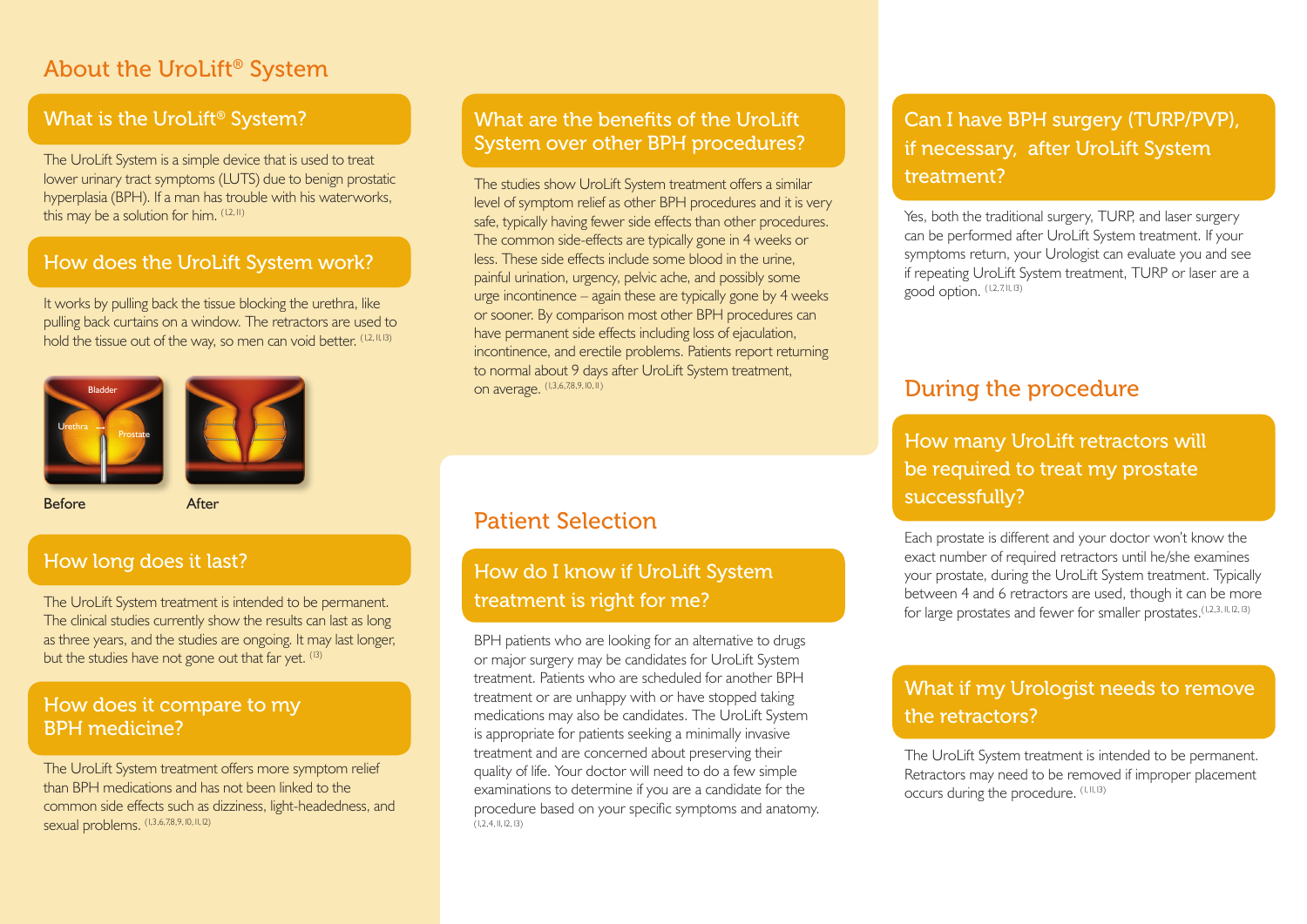# About the UroLift® System

## What is the UroLift® System?

The UroLift System is a simple device that is used to treat lower urinary tract symptoms (LUTS) due to benign prostatic hyperplasia (BPH). If a man has trouble with his waterworks, this may be a solution for him. [1,2, 11]

## How does the UroLift System work?

It works by pulling back the tissue blocking the urethra, like pulling back curtains on a window. The retractors are used to hold the tissue out of the way, so men can void better. [1,2, 11, 13]

Bladder

Urethra

Prostate

Before

After

## How long does it last?

The UroLift System treatment is intended to be permanent. The clinical studies currently show the results can last as long as three years, and the studies are ongoing. It may last longer, but the studies have not gone out that far yet. [13]

## How does it compare to my BPH medicine?

The UroLift System treatment offers more symptom relief than BPH medications and has not been linked to the common side effects such as dizziness, light-headedness, and sexual problems. [1,3,6,7,8,9, 10, 11, 12]

## What are the benefits of the UroLift System over other BPH procedures?

The studies show UroLift System treatment offers a similar level of symptom relief as other BPH procedures and it is very safe, typically having fewer side effects than other procedures. The common side-effects are typically gone in 4 weeks or less. These side effects include some blood in the urine, painful urination, urgency, pelvic ache, and possibly some urge incontinence – again these are typically gone by 4 weeks or sooner. By comparison most other BPH procedures can have permanent side effects including loss of ejaculation, incontinence, and erectile problems. Patients report returning to normal about 9 days after UroLift System treatment, on average. [1,3,6,7,8,9, 10, 11]

# Patient Selection

## How do I know if UroLift System treatment is right for me?

BPH patients who are looking for an alternative to drugs or major surgery may be candidates for UroLift System treatment. Patients who are scheduled for another BPH treatment or are unhappy with or have stopped taking medications may also be candidates. The UroLift System is appropriate for patients seeking a minimally invasive treatment and are concerned about preserving their quality of life. Your doctor will need to do a few simple examinations to determine if you are a candidate for the procedure based on your specific symptoms and anatomy. [1,2,4, 11, 12, 13]

## Can I have BPH surgery (TURP/PVP), if necessary, after UroLift System treatment?

Yes, both the traditional surgery, TURP, and laser surgery can be performed after UroLift System treatment. If your symptoms return, your Urologist can evaluate you and see if repeating UroLift System treatment, TURP or laser are a good option. [1,2,7 11, 13]

# During the procedure

## How many UroLift retractors will be required to treat my prostate successfully?

Each prostate is different and your doctor won't know the exact number of required retractors until he/she examines your prostate, during the UroLift System treatment. Typically between 4 and 6 retractors are used, though it can be more for large prostates and fewer for smaller prostates. [1,2,3, 11, 12, 13]

## What if my Urologist needs to remove the retractors?

The UroLift System treatment is intended to be permanent. Retractors may need to be removed if improper placement occurs during the procedure. [1, 11, 13]